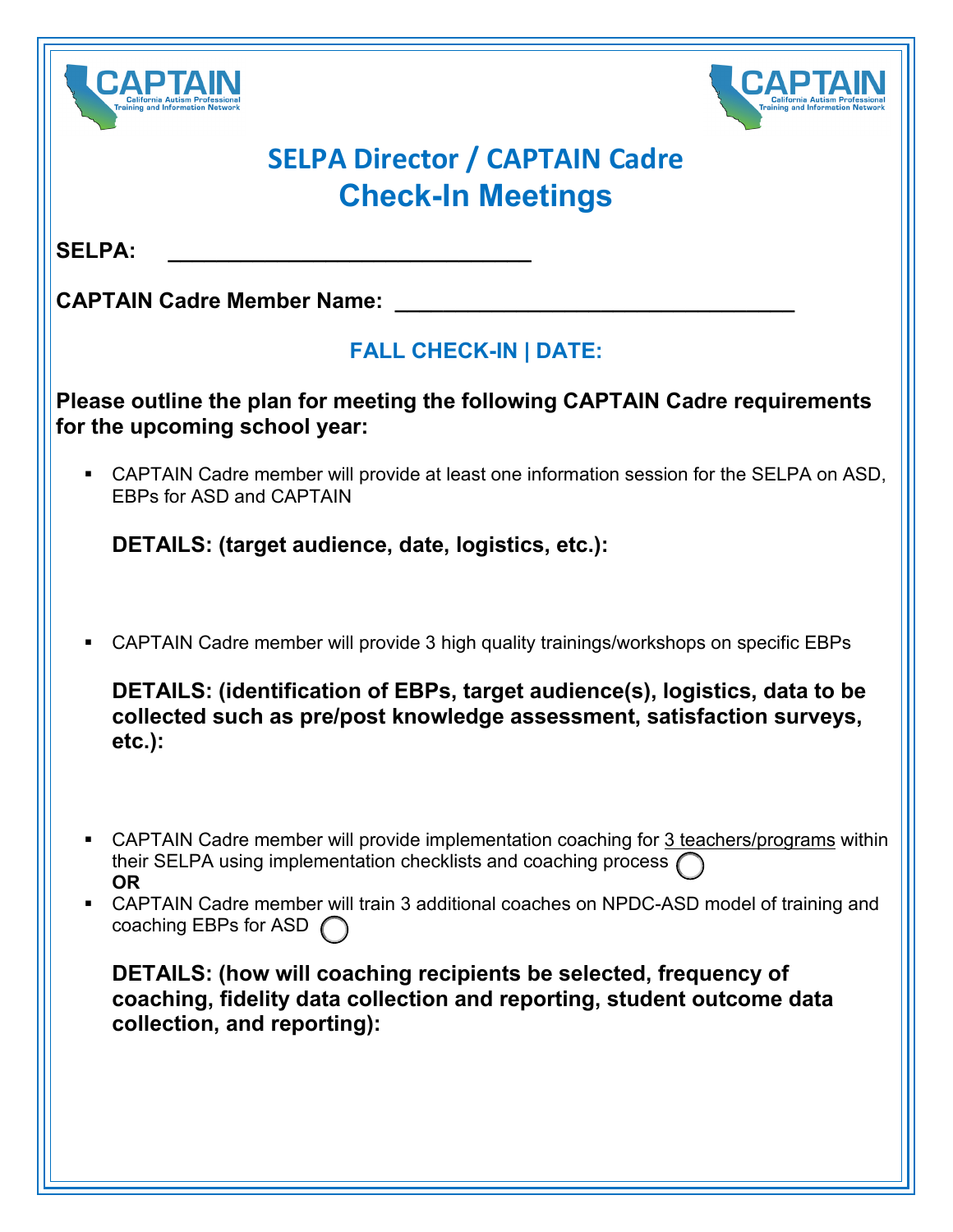# SELPA Director / CAPTAIN Cadre
# Check-In Meetings

**SELPA:** ______________________________

**CAPTAIN Cadre Member Name:** _________________________________

## FALL CHECK-IN | DATE:

**Please outline the plan for meeting the following CAPTAIN Cadre requirements for the upcoming school year:**

- CAPTAIN Cadre member will provide at least one information session for the SELPA on ASD, EBPs for ASD and CAPTAIN

  **DETAILS: (target audience, date, logistics, etc.):**

- CAPTAIN Cadre member will provide 3 high quality trainings/workshops on specific EBPs

  **DETAILS: (identification of EBPs, target audience(s), logistics, data to be collected such as pre/post knowledge assessment, satisfaction surveys, etc.):**

- CAPTAIN Cadre member will provide implementation coaching for 3 teachers/programs within their SELPA using implementation checklists and coaching process ◯
  **OR**
- CAPTAIN Cadre member will train 3 additional coaches on NPDC-ASD model of training and coaching EBPs for ASD ◯

  **DETAILS: (how will coaching recipients be selected, frequency of coaching, fidelity data collection and reporting, student outcome data collection, and reporting):**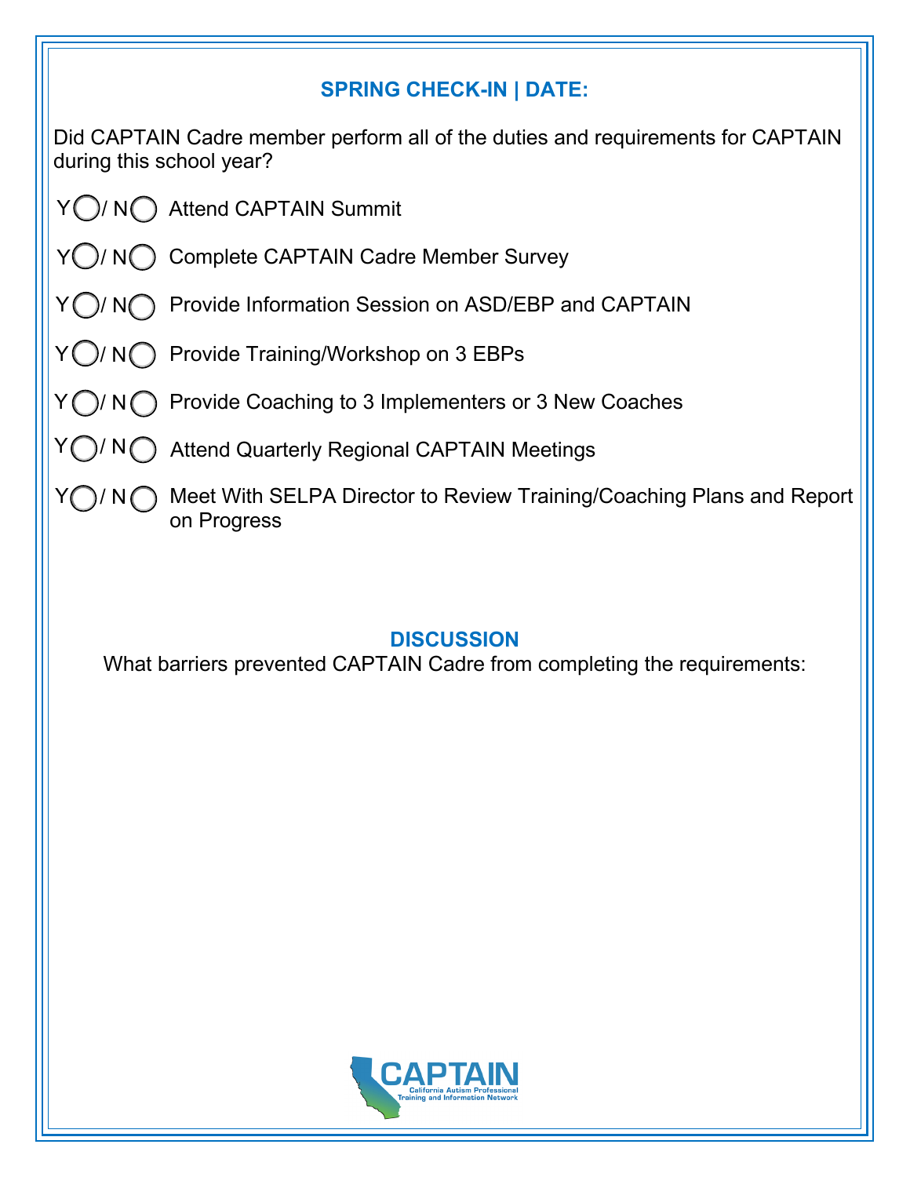## SPRING CHECK-IN | DATE:

Did CAPTAIN Cadre member perform all of the duties and requirements for CAPTAIN during this school year?

- Y ◯ / N ◯ Attend CAPTAIN Summit
- Y ◯ / N ◯ Complete CAPTAIN Cadre Member Survey
- Y ◯ / N ◯ Provide Information Session on ASD/EBP and CAPTAIN
- Y ◯ / N ◯ Provide Training/Workshop on 3 EBPs
- Y ◯ / N ◯ Provide Coaching to 3 Implementers or 3 New Coaches
- Y ◯ / N ◯ Attend Quarterly Regional CAPTAIN Meetings
- Y ◯ / N ◯ Meet With SELPA Director to Review Training/Coaching Plans and Report on Progress

## DISCUSSION

What barriers prevented CAPTAIN Cadre from completing the requirements:

CAPTAIN
California Autism Professional Training and Information Network